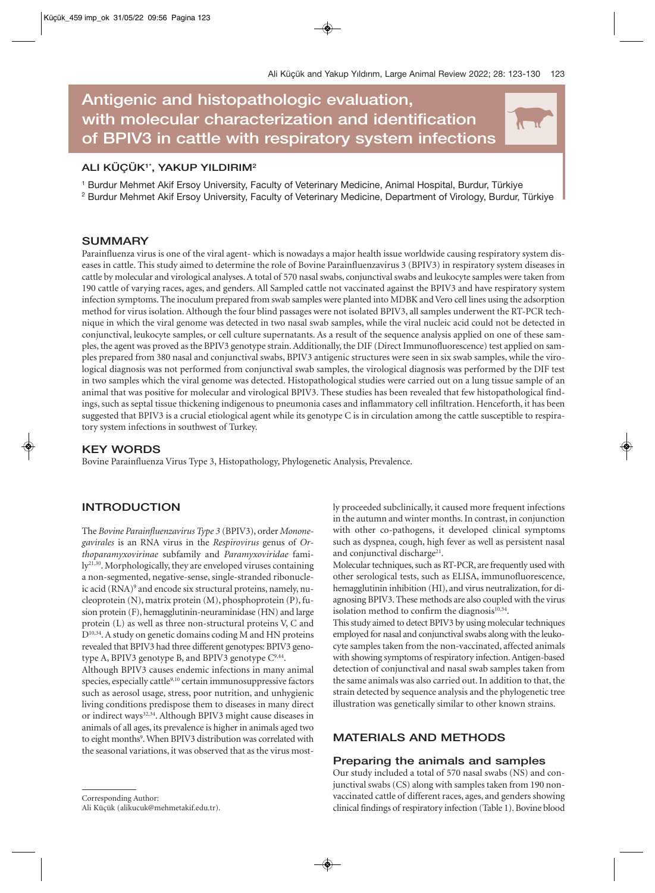# Antigenic and histopathologic evaluation, with molecular characterization and identification of BPIV3 in cattle with respiratory system infections

**ALI KÜÇÜK[1*], YAKUP YILDIRIM[2]**

[1] Burdur Mehmet Akif Ersoy University, Faculty of Veterinary Medicine, Animal Hospital, Burdur, Türkiye

[2] Burdur Mehmet Akif Ersoy University, Faculty of Veterinary Medicine, Department of Virology, Burdur, Türkiye

## SUMMARY

Parainfluenza virus is one of the viral agent- which is nowadays a major health issue worldwide causing respiratory system diseases in cattle. This study aimed to determine the role of Bovine Parainfluenzavirus 3 (BPIV3) in respiratory system diseases in cattle by molecular and virological analyses. A total of 570 nasal swabs, conjunctival swabs and leukocyte samples were taken from 190 cattle of varying races, ages, and genders. All Sampled cattle not vaccinated against the BPIV3 and have respiratory system infection symptoms. The inoculum prepared from swab samples were planted into MDBK and Vero cell lines using the adsorption method for virus isolation. Although the four blind passages were not isolated BPIV3, all samples underwent the RT-PCR technique in which the viral genome was detected in two nasal swab samples, while the viral nucleic acid could not be detected in conjunctival, leukocyte samples, or cell culture supernatants. As a result of the sequence analysis applied on one of these samples, the agent was proved as the BPIV3 genotype strain. Additionally, the DIF (Direct Immunofluorescence) test applied on samples prepared from 380 nasal and conjunctival swabs, BPIV3 antigenic structures were seen in six swab samples, while the virological diagnosis was not performed from conjunctival swab samples, the virological diagnosis was performed by the DIF test in two samples which the viral genome was detected. Histopathological studies were carried out on a lung tissue sample of an animal that was positive for molecular and virological BPIV3. These studies has been revealed that few histopathological findings, such as septal tissue thickening indigenous to pneumonia cases and inflammatory cell infiltration. Henceforth, it has been suggested that BPIV3 is a crucial etiological agent while its genotype C is in circulation among the cattle susceptible to respiratory system infections in southwest of Turkey.

## KEY WORDS

Bovine Parainfluenza Virus Type 3, Histopathology, Phylogenetic Analysis, Prevalence.

## INTRODUCTION

The *Bovine Parainfluenzavirus Type 3* (BPIV3), order *Mononegavirales* is an RNA virus in the *Respirovirus* genus of *Orthoparamyxovirinae* subfamily and *Paramyxoviridae* family[21,30]. Morphologically, they are enveloped viruses containing a non-segmented, negative-sense, single-stranded ribonucleic acid (RNA)[9] and encode six structural proteins, namely, nucleoprotein (N), matrix protein (M), phosphoprotein (P), fusion protein (F), hemagglutinin-neuraminidase (HN) and large protein (L) as well as three non-structural proteins V, C and D[10,34]. A study on genetic domains coding M and HN proteins revealed that BPIV3 had three different genotypes: BPIV3 genotype A, BPIV3 genotype B, and BPIV3 genotype C[9,44].

Although BPIV3 causes endemic infections in many animal species, especially cattle[9,10] certain immunosuppressive factors such as aerosol usage, stress, poor nutrition, and unhygienic living conditions predispose them to diseases in many direct or indirect ways[32,34]. Although BPIV3 might cause diseases in animals of all ages, its prevalence is higher in animals aged two to eight months[9]. When BPIV3 distribution was correlated with the seasonal variations, it was observed that as the virus mostly proceeded subclinically, it caused more frequent infections in the autumn and winter months. In contrast, in conjunction with other co-pathogens, it developed clinical symptoms such as dyspnea, cough, high fever as well as persistent nasal and conjunctival discharge[21].

Molecular techniques, such as RT-PCR, are frequently used with other serological tests, such as ELISA, immunofluorescence, hemagglutinin inhibition (HI), and virus neutralization, for diagnosing BPIV3. These methods are also coupled with the virus isolation method to confirm the diagnosis[10,34].

This study aimed to detect BPIV3 by using molecular techniques employed for nasal and conjunctival swabs along with the leukocyte samples taken from the non-vaccinated, affected animals with showing symptoms of respiratory infection. Antigen-based detection of conjunctival and nasal swab samples taken from the same animals was also carried out. In addition to that, the strain detected by sequence analysis and the phylogenetic tree illustration was genetically similar to other known strains.

## MATERIALS AND METHODS

### Preparing the animals and samples

Our study included a total of 570 nasal swabs (NS) and conjunctival swabs (CS) along with samples taken from 190 non-vaccinated cattle of different races, ages, and genders showing clinical findings of respiratory infection (Table 1). Bovine blood

Corresponding Author:
Ali Küçük (alikucuk@mehmetakif.edu.tr).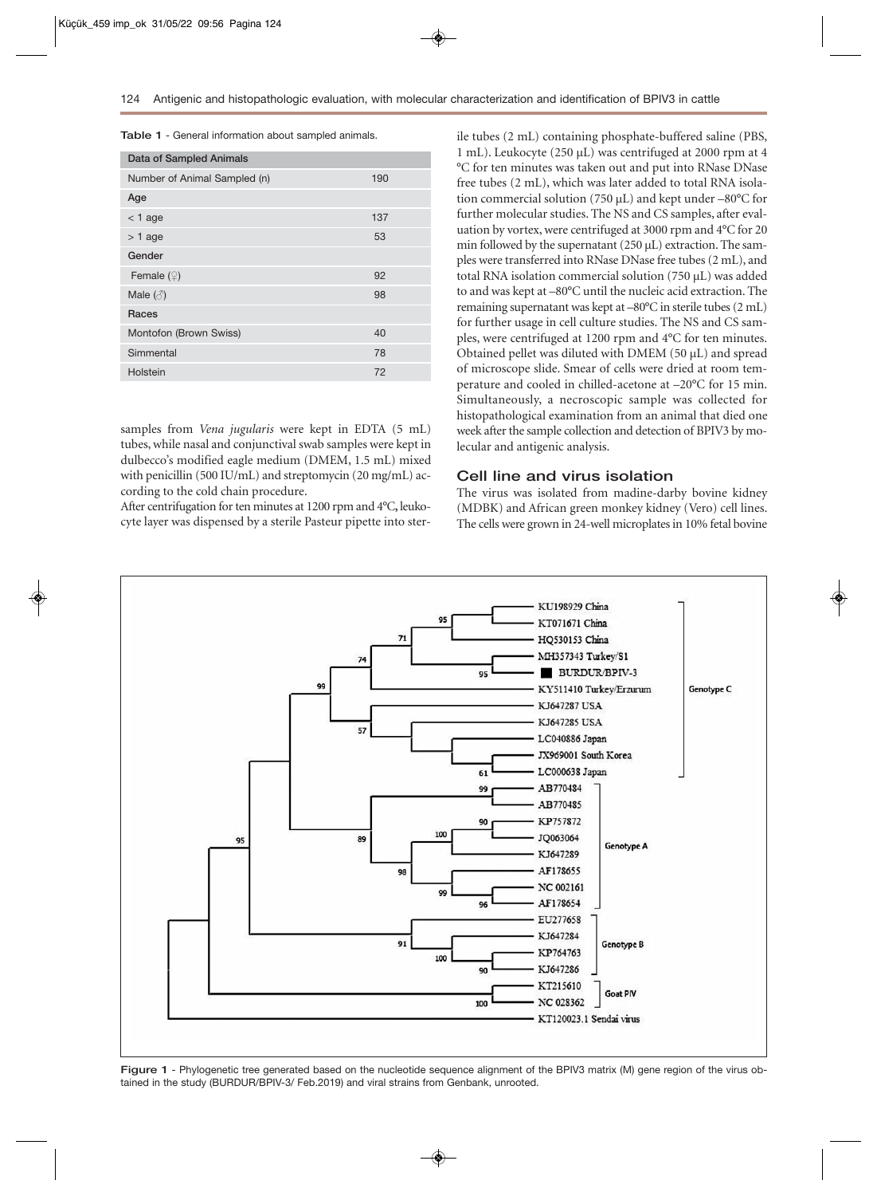**Table 1** - General information about sampled animals.

| Data of Sampled Animals | |
|---|---|
| Number of Animal Sampled (n) | 190 |
| **Age** | |
| < 1 age | 137 |
| > 1 age | 53 |
| **Gender** | |
| Female (♀) | 92 |
| Male (♂) | 98 |
| **Races** | |
| Montofon (Brown Swiss) | 40 |
| Simmental | 78 |
| Holstein | 72 |

samples from *Vena jugularis* were kept in EDTA (5 mL) tubes, while nasal and conjunctival swab samples were kept in dulbecco's modified eagle medium (DMEM, 1.5 mL) mixed with penicillin (500 IU/mL) and streptomycin (20 mg/mL) according to the cold chain procedure.

After centrifugation for ten minutes at 1200 rpm and 4°C, leukocyte layer was dispensed by a sterile Pasteur pipette into sterile tubes (2 mL) containing phosphate-buffered saline (PBS, 1 mL). Leukocyte (250 µL) was centrifuged at 2000 rpm at 4 °C for ten minutes was taken out and put into RNase DNase free tubes (2 mL), which was later added to total RNA isolation commercial solution (750 µL) and kept under –80°C for further molecular studies. The NS and CS samples, after evaluation by vortex, were centrifuged at 3000 rpm and 4°C for 20 min followed by the supernatant (250 µL) extraction. The samples were transferred into RNase DNase free tubes (2 mL), and total RNA isolation commercial solution (750 µL) was added to and was kept at –80°C until the nucleic acid extraction. The remaining supernatant was kept at –80°C in sterile tubes (2 mL) for further usage in cell culture studies. The NS and CS samples, were centrifuged at 1200 rpm and 4°C for ten minutes. Obtained pellet was diluted with DMEM (50 µL) and spread of microscope slide. Smear of cells were dried at room temperature and cooled in chilled-acetone at –20°C for 15 min. Simultaneously, a necroscopic sample was collected for histopathological examination from an animal that died one week after the sample collection and detection of BPIV3 by molecular and antigenic analysis.

## Cell line and virus isolation

The virus was isolated from madine-darby bovine kidney (MDBK) and African green monkey kidney (Vero) cell lines. The cells were grown in 24-well microplates in 10% fetal bovine

**Figure 1** - Phylogenetic tree generated based on the nucleotide sequence alignment of the BPIV3 matrix (M) gene region of the virus obtained in the study (BURDUR/BPIV-3/ Feb.2019) and viral strains from Genbank, unrooted.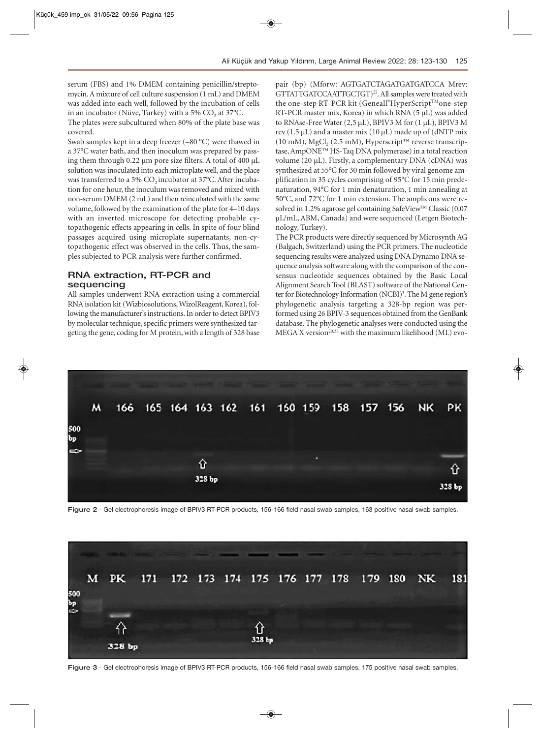serum (FBS) and 1% DMEM containing penicillin/streptomycin. A mixture of cell culture suspension (1 mL) and DMEM was added into each well, followed by the incubation of cells in an incubator (Nüve, Turkey) with a 5% $CO_2$ at 37°C.

The plates were subcultured when 80% of the plate base was covered.

Swab samples kept in a deep freezer (–80 °C) were thawed in a 37°C water bath, and then inoculum was prepared by passing them through 0.22 µm pore size filters. A total of 400 µL solution was inoculated into each microplate well, and the place was transferred to a 5% $CO_2$ incubator at 37°C. After incubation for one hour, the inoculum was removed and mixed with non-serum DMEM (2 mL) and then reincubated with the same volume, followed by the examination of the plate for 4–10 days with an inverted microscope for detecting probable cytopathogenic effects appearing in cells. In spite of four blind passages acquired using microplate supernatants, non-cytopathogenic effect was observed in the cells. Thus, the samples subjected to PCR analysis were further confirmed.

## RNA extraction, RT-PCR and sequencing

All samples underwent RNA extraction using a commercial RNA isolation kit (Wizbiosolutions, WizolReagent, Korea), following the manufacturer's instructions. In order to detect BPIV3 by molecular technique, specific primers were synthesized targeting the gene, coding for M protein, with a length of 328 base pair (bp) (Mforw: AGTGATCTAGATGATGATCCA Mrev: GTTATTGATCCAATTGCTGT)[22]. All samples were treated with the one-step RT-PCR kit (Geneall®HyperScript™one-step RT-PCR master mix, Korea) in which RNA (5 µL) was added to RNAse-Free Water (2,5 µL), BPIV3 M for (1 µL), BPIV3 M rev (1.5 µL) and a master mix (10 µL) made up of (dNTP mix (10 mM), $MgCl_2$ (2.5 mM), Hyperscript™ reverse transcriptase, AmpONE™ HS-Taq DNA polymerase) in a total reaction volume (20 µL). Firstly, a complementary DNA (cDNA) was synthesized at 55°C for 30 min followed by viral genome amplification in 35 cycles comprising of 95°C for 15 min predenaturation, 94°C for 1 min denaturation, 1 min annealing at 50°C, and 72°C for 1 min extension. The amplicons were resolved in 1.2% agarose gel containing SafeView™ Classic (0.07 µL/mL, ABM, Canada) and were sequenced (Letgen Biotechnology, Turkey).

The PCR products were directly sequenced by Microsynth AG (Balgach, Switzerland) using the PCR primers. The nucleotide sequencing results were analyzed using DNA Dynamo DNA sequence analysis software along with the comparison of the consensus nucleotide sequences obtained by the Basic Local Alignment Search Tool (BLAST) software of the National Center for Biotechnology Information (NCBI)[3]. The M gene region's phylogenetic analysis targeting a 328-bp region was performed using 26 BPIV-3 sequences obtained from the GenBank database. The phylogenetic analyses were conducted using the MEGA X version[20,35] with the maximum likelihood (ML) evo-

**Figure 2** - Gel electrophoresis image of BPIV3 RT-PCR products, 156-166 field nasal swab samples, 163 positive nasal swab samples.

**Figure 3** - Gel electrophoresis image of BPIV3 RT-PCR products, 156-166 field nasal swab samples, 175 positive nasal swab samples.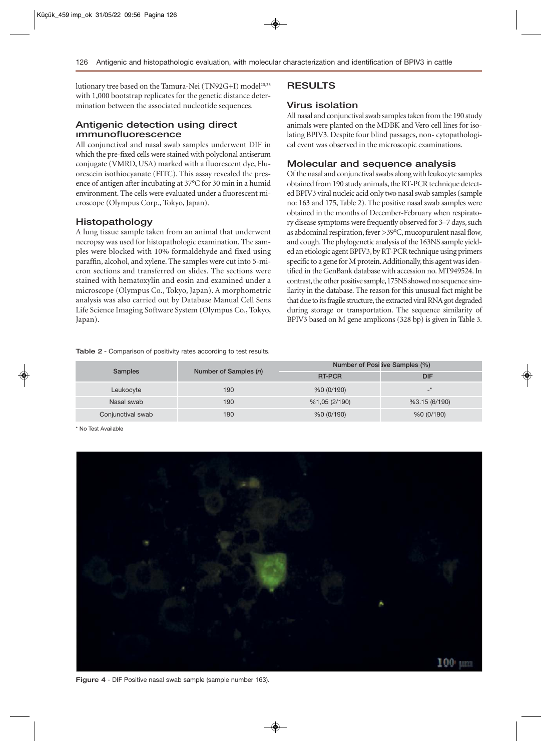lutionary tree based on the Tamura-Nei (TN92G+I) model[20,35] with 1,000 bootstrap replicates for the genetic distance determination between the associated nucleotide sequences.

### Antigenic detection using direct ımmunofluorescence

All conjunctival and nasal swab samples underwent DIF in which the pre-fixed cells were stained with polyclonal antiserum conjugate (VMRD, USA) marked with a fluorescent dye, Fluorescein isothiocyanate (FITC). This assay revealed the presence of antigen after incubating at 37°C for 30 min in a humid environment. The cells were evaluated under a fluorescent microscope (Olympus Corp., Tokyo, Japan).

### Histopathology

A lung tissue sample taken from an animal that underwent necropsy was used for histopathologic examination. The samples were blocked with 10% formaldehyde and fixed using paraffin, alcohol, and xylene. The samples were cut into 5-micron sections and transferred on slides. The sections were stained with hematoxylin and eosin and examined under a microscope (Olympus Co., Tokyo, Japan). A morphometric analysis was also carried out by Database Manual Cell Sens Life Science Imaging Software System (Olympus Co., Tokyo, Japan).

## RESULTS

### Virus isolation

All nasal and conjunctival swab samples taken from the 190 study animals were planted on the MDBK and Vero cell lines for isolating BPIV3. Despite four blind passages, non- cytopathological event was observed in the microscopic examinations.

### Molecular and sequence analysis

Of the nasal and conjunctival swabs along with leukocyte samples obtained from 190 study animals, the RT-PCR technique detected BPIV3 viral nucleic acid only two nasal swab samples (sample no: 163 and 175, Table 2). The positive nasal swab samples were obtained in the months of December-February when respiratory disease symptoms were frequently observed for 3–7 days, such as abdominal respiration, fever >39°C, mucopurulent nasal flow, and cough. The phylogenetic analysis of the 163NS sample yielded an etiologic agent BPIV3, by RT-PCR technique using primers specific to a gene for M protein. Additionally, this agent was identified in the GenBank database with accession no. MT949524. In contrast, the other positive sample, 175NS showed no sequence similarity in the database. The reason for this unusual fact might be that due to its fragile structure, the extracted viral RNA got degraded during storage or transportation. The sequence similarity of BPIV3 based on M gene amplicons (328 bp) is given in Table 3.

**Table 2** - Comparison of positivity rates according to test results.

| Samples | Number of Samples (*n*) | Number of Positive Samples (%) | |
|---|---|---|---|
| | | RT-PCR | DIF |
| Leukocyte | 190 | %0 (0/190) | -* |
| Nasal swab | 190 | %1,05 (2/190) | %3.15 (6/190) |
| Conjunctival swab | 190 | %0 (0/190) | %0 (0/190) |

\* No Test Available

Figure 4 - DIF Positive nasal swab sample (sample number 163).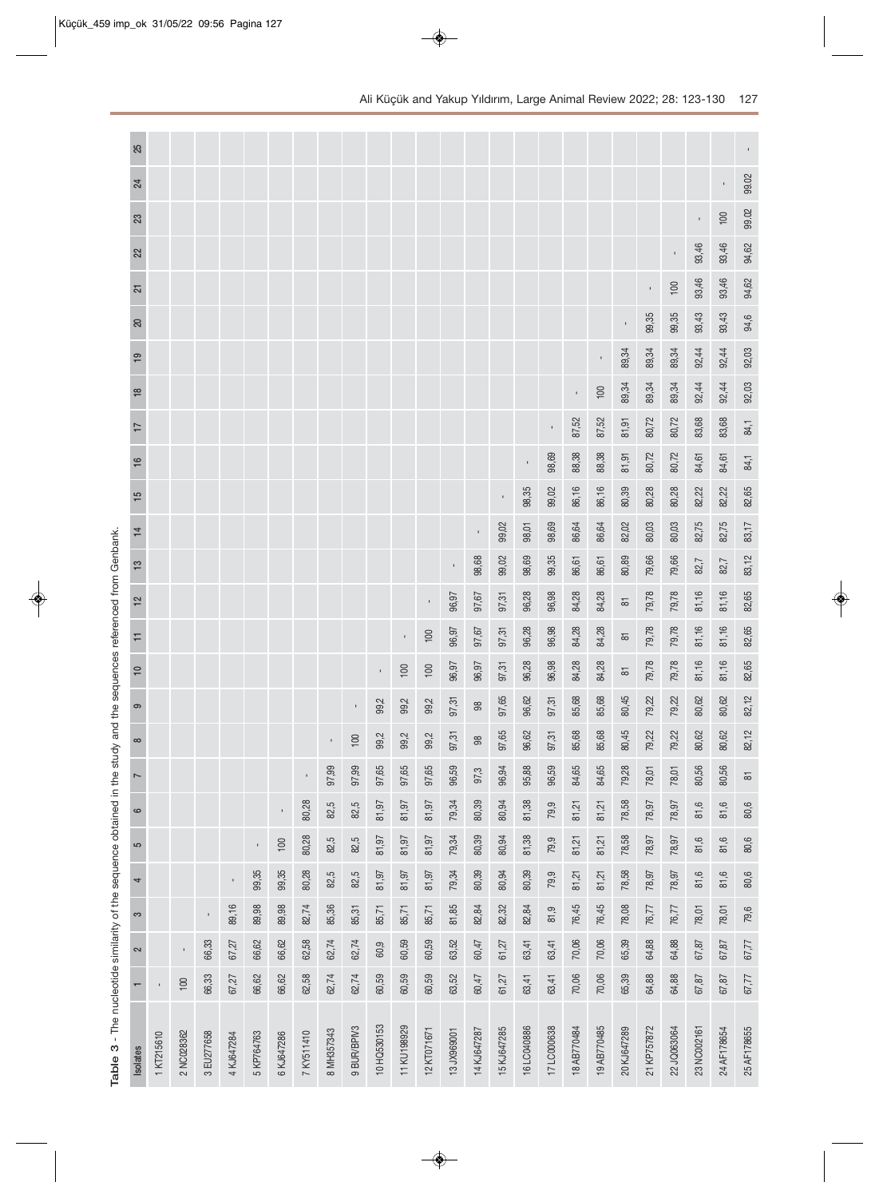**Table 3** - The nucleotide similarity of the sequence obtained in the study and the sequences referenced from Genbank.

| Isolates | 1 | 2 | 3 | 4 | 5 | 6 | 7 | 8 | 9 | 10 | 11 | 12 | 13 | 14 | 15 | 16 | 17 | 18 | 19 | 20 | 21 | 22 | 23 | 24 | 25 |
|---|---|---|---|---|---|---|---|---|---|---|---|---|---|---|---|---|---|---|---|---|---|---|---|---|---|
| 1 KT215610 | - | | | | | | | | | | | | | | | | | | | | | | | | |
| 2 NC028362 | 100 | - | | | | | | | | | | | | | | | | | | | | | | | |
| 3 EU277658 | 66,33 | 66,33 | - | | | | | | | | | | | | | | | | | | | | | | |
| 4 KJ647284 | 67,27 | 67,27 | 89,16 | - | | | | | | | | | | | | | | | | | | | | | |
| 5 KP764763 | 66,62 | 66,62 | 89,98 | 99,35 | - | | | | | | | | | | | | | | | | | | | | |
| 6 KJ647286 | 66,62 | 66,62 | 89,98 | 99,35 | 100 | - | | | | | | | | | | | | | | | | | | | |
| 7 KY511410 | 62,58 | 62,58 | 82,74 | 80,28 | 80,28 | 80,28 | - | | | | | | | | | | | | | | | | | | |
| 8 MH357343 | 62,74 | 62,74 | 85,36 | 82,5 | 82,5 | 82,5 | 97,99 | - | | | | | | | | | | | | | | | | | |
| 9 BUR/BPIV3 | 62,74 | 62,74 | 85,31 | 82,5 | 82,5 | 82,5 | 97,99 | 100 | - | | | | | | | | | | | | | | | | |
| 10 HQ530153 | 60,59 | 60,9 | 85,71 | 81,97 | 81,97 | 81,97 | 97,65 | 99,2 | 99,2 | - | | | | | | | | | | | | | | | |
| 11 KU198929 | 60,59 | 60,59 | 85,71 | 81,97 | 81,97 | 81,97 | 97,65 | 99,2 | 99,2 | 100 | - | | | | | | | | | | | | | | |
| 12 KT071671 | 60,59 | 60,59 | 85,71 | 81,97 | 81,97 | 81,97 | 97,65 | 99,2 | 99,2 | 100 | 100 | - | | | | | | | | | | | | | |
| 13 JX969001 | 63,52 | 63,52 | 81,85 | 79,34 | 79,34 | 79,34 | 96,59 | 97,31 | 97,31 | 96,97 | 96,97 | 96,97 | - | | | | | | | | | | | | |
| 14 KJ647287 | 60,47 | 60,47 | 82,84 | 80,39 | 80,39 | 80,39 | 97,3 | 98 | 98 | 97,67 | 97,67 | 97,67 | 98,68 | - | | | | | | | | | | | |
| 15 KJ647285 | 61,27 | 61,27 | 82,32 | 80,94 | 80,94 | 80,94 | 96,94 | 97,65 | 97,65 | 97,31 | 97,31 | 97,31 | 99,02 | 99,02 | - | | | | | | | | | | |
| 16 LC040886 | 63,41 | 63,41 | 82,84 | 80,39 | 81,38 | 81,38 | 95,88 | 96,62 | 96,62 | 96,28 | 96,28 | 96,28 | 98,69 | 98,01 | 98,35 | - | | | | | | | | | |
| 17 LC000638 | 63,41 | 63,41 | 81,9 | 79,9 | 79,9 | 79,9 | 96,59 | 97,31 | 97,31 | 96,98 | 96,98 | 96,98 | 99,35 | 98,69 | 99,02 | 98,69 | - | | | | | | | | |
| 18 AB770484 | 70,06 | 70,06 | 76,45 | 81,21 | 81,21 | 81,21 | 84,65 | 85,68 | 85,68 | 84,28 | 84,28 | 84,28 | 86,61 | 86,64 | 86,16 | 88,38 | 87,52 | - | | | | | | | |
| 19 AB770485 | 70,06 | 70,06 | 76,45 | 81,21 | 81,21 | 81,21 | 84,65 | 85,68 | 85,68 | 84,28 | 84,28 | 84,28 | 86,61 | 86,64 | 86,16 | 88,38 | 87,52 | 100 | - | | | | | | |
| 20 KJ647289 | 65,39 | 65,39 | 78,08 | 78,58 | 78,58 | 78,58 | 79,28 | 80,45 | 80,45 | 81 | 81 | 81 | 80,89 | 82,02 | 80,39 | 81,91 | 81,91 | 89,34 | 89,34 | - | | | | | |
| 21 KP757872 | 64,88 | 64,88 | 76,77 | 78,97 | 78,97 | 78,97 | 78,01 | 79,22 | 79,22 | 79,78 | 79,78 | 79,78 | 79,66 | 80,03 | 80,28 | 80,72 | 80,72 | 89,34 | 89,34 | 99,35 | - | | | | |
| 22 JQ063064 | 64,88 | 64,88 | 76,77 | 78,97 | 78,97 | 78,97 | 78,01 | 79,22 | 79,22 | 79,78 | 79,78 | 79,78 | 79,66 | 80,03 | 80,28 | 80,72 | 80,72 | 89,34 | 89,34 | 99,35 | 100 | - | | | |
| 23 NC002161 | 67,87 | 67,87 | 78,01 | 81,6 | 81,6 | 81,6 | 80,56 | 80,62 | 80,62 | 81,16 | 81,16 | 81,16 | 82,7 | 82,75 | 82,22 | 84,61 | 83,68 | 92,44 | 92,44 | 93,43 | 93,46 | 93,46 | - | | |
| 24 AF178654 | 67,87 | 67,87 | 78,01 | 81,6 | 81,6 | 81,6 | 80,56 | 80,62 | 80,62 | 81,16 | 81,16 | 81,16 | 82,7 | 82,75 | 82,22 | 84,61 | 83,68 | 92,44 | 92,44 | 93,43 | 93,46 | 93,46 | 100 | - | |
| 25 AF178655 | 67,77 | 67,77 | 79,6 | 80,6 | 80,6 | 80,6 | 81 | 82,12 | 82,12 | 82,65 | 82,65 | 82,65 | 83,12 | 83,17 | 82,65 | 84,1 | 84,1 | 92,03 | 92,03 | 94,6 | 94,62 | 94,62 | 99,02 | 99,02 | - |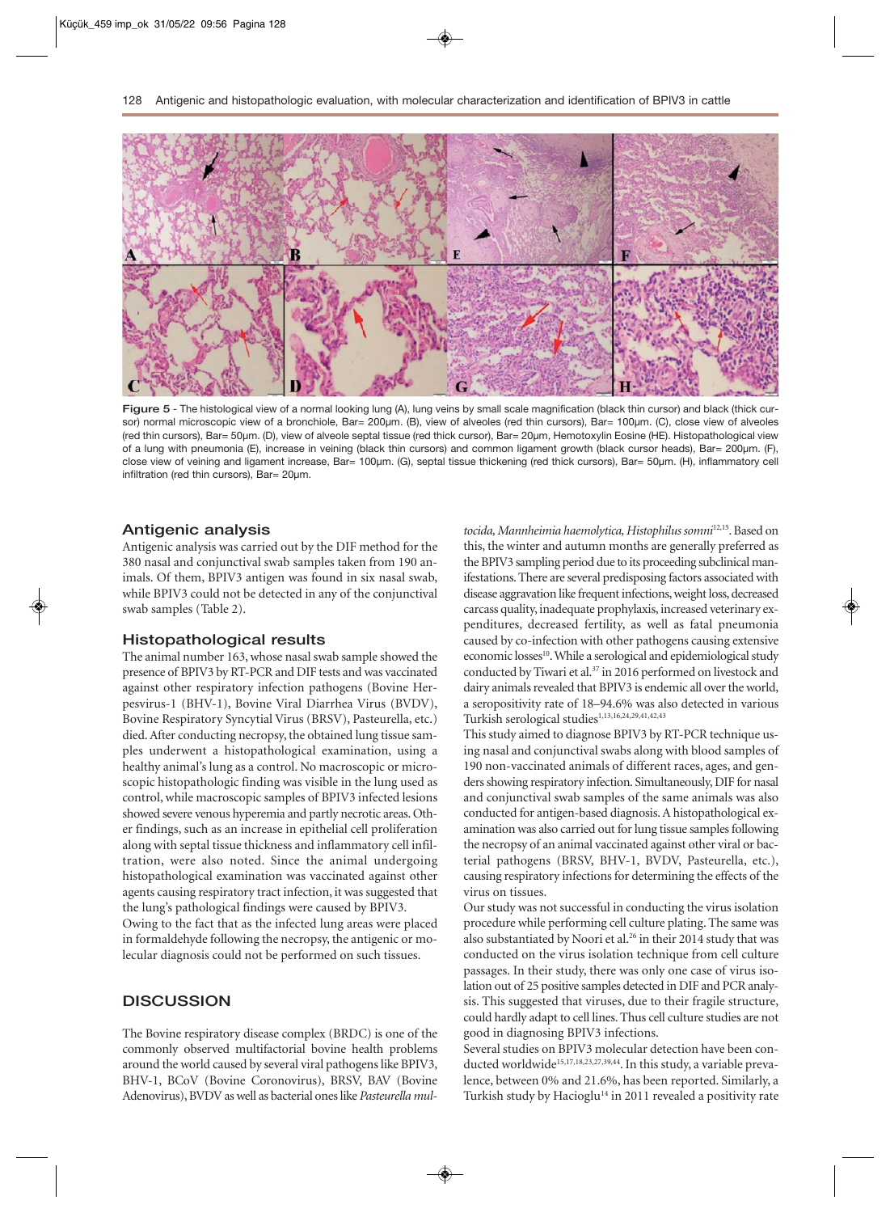**Figure 5** - The histological view of a normal looking lung (A), lung veins by small scale magnification (black thin cursor) and black (thick cursor) normal microscopic view of a bronchiole, Bar= 200µm. (B), view of alveoles (red thin cursors), Bar= 100µm. (C), close view of alveoles (red thin cursors), Bar= 50µm. (D), view of alveole septal tissue (red thick cursor), Bar= 20µm, Hemotoxylin Eosine (HE). Histopathological view of a lung with pneumonia (E), increase in veining (black thin cursors) and common ligament growth (black cursor heads), Bar= 200µm. (F), close view of veining and ligament increase, Bar= 100µm. (G), septal tissue thickening (red thick cursors), Bar= 50µm. (H), inflammatory cell infiltration (red thin cursors), Bar= 20µm.

## Antigenic analysis

Antigenic analysis was carried out by the DIF method for the 380 nasal and conjunctival swab samples taken from 190 animals. Of them, BPIV3 antigen was found in six nasal swab, while BPIV3 could not be detected in any of the conjunctival swab samples (Table 2).

## Histopathological results

The animal number 163, whose nasal swab sample showed the presence of BPIV3 by RT-PCR and DIF tests and was vaccinated against other respiratory infection pathogens (Bovine Herpesvirus-1 (BHV-1), Bovine Viral Diarrhea Virus (BVDV), Bovine Respiratory Syncytial Virus (BRSV), Pasteurella, etc.) died. After conducting necropsy, the obtained lung tissue samples underwent a histopathological examination, using a healthy animal's lung as a control. No macroscopic or microscopic histopathologic finding was visible in the lung used as control, while macroscopic samples of BPIV3 infected lesions showed severe venous hyperemia and partly necrotic areas. Other findings, such as an increase in epithelial cell proliferation along with septal tissue thickness and inflammatory cell infiltration, were also noted. Since the animal undergoing histopathological examination was vaccinated against other agents causing respiratory tract infection, it was suggested that the lung's pathological findings were caused by BPIV3.

Owing to the fact that as the infected lung areas were placed in formaldehyde following the necropsy, the antigenic or molecular diagnosis could not be performed on such tissues.

# DISCUSSION

The Bovine respiratory disease complex (BRDC) is one of the commonly observed multifactorial bovine health problems around the world caused by several viral pathogens like BPIV3, BHV-1, BCoV (Bovine Coronovirus), BRSV, BAV (Bovine Adenovirus), BVDV as well as bacterial ones like *Pasteurella multocida, Mannheimia haemolytica, Histophilus somni*[12,15]. Based on this, the winter and autumn months are generally preferred as the BPIV3 sampling period due to its proceeding subclinical manifestations. There are several predisposing factors associated with disease aggravation like frequent infections, weight loss, decreased carcass quality, inadequate prophylaxis, increased veterinary expenditures, decreased fertility, as well as fatal pneumonia caused by co-infection with other pathogens causing extensive economic losses[10]. While a serological and epidemiological study conducted by Tiwari et al.[37] in 2016 performed on livestock and dairy animals revealed that BPIV3 is endemic all over the world, a seropositivity rate of 18–94.6% was also detected in various Turkish serological studies[1,13,16,24,29,41,42,43]

This study aimed to diagnose BPIV3 by RT-PCR technique using nasal and conjunctival swabs along with blood samples of 190 non-vaccinated animals of different races, ages, and genders showing respiratory infection. Simultaneously, DIF for nasal and conjunctival swab samples of the same animals was also conducted for antigen-based diagnosis. A histopathological examination was also carried out for lung tissue samples following the necropsy of an animal vaccinated against other viral or bacterial pathogens (BRSV, BHV-1, BVDV, Pasteurella, etc.), causing respiratory infections for determining the effects of the virus on tissues.

Our study was not successful in conducting the virus isolation procedure while performing cell culture plating. The same was also substantiated by Noori et al.[26] in their 2014 study that was conducted on the virus isolation technique from cell culture passages. In their study, there was only one case of virus isolation out of 25 positive samples detected in DIF and PCR analysis. This suggested that viruses, due to their fragile structure, could hardly adapt to cell lines. Thus cell culture studies are not good in diagnosing BPIV3 infections.

Several studies on BPIV3 molecular detection have been conducted worldwide[15,17,18,23,27,39,44]. In this study, a variable prevalence, between 0% and 21.6%, has been reported. Similarly, a Turkish study by Hacioglu[14] in 2011 revealed a positivity rate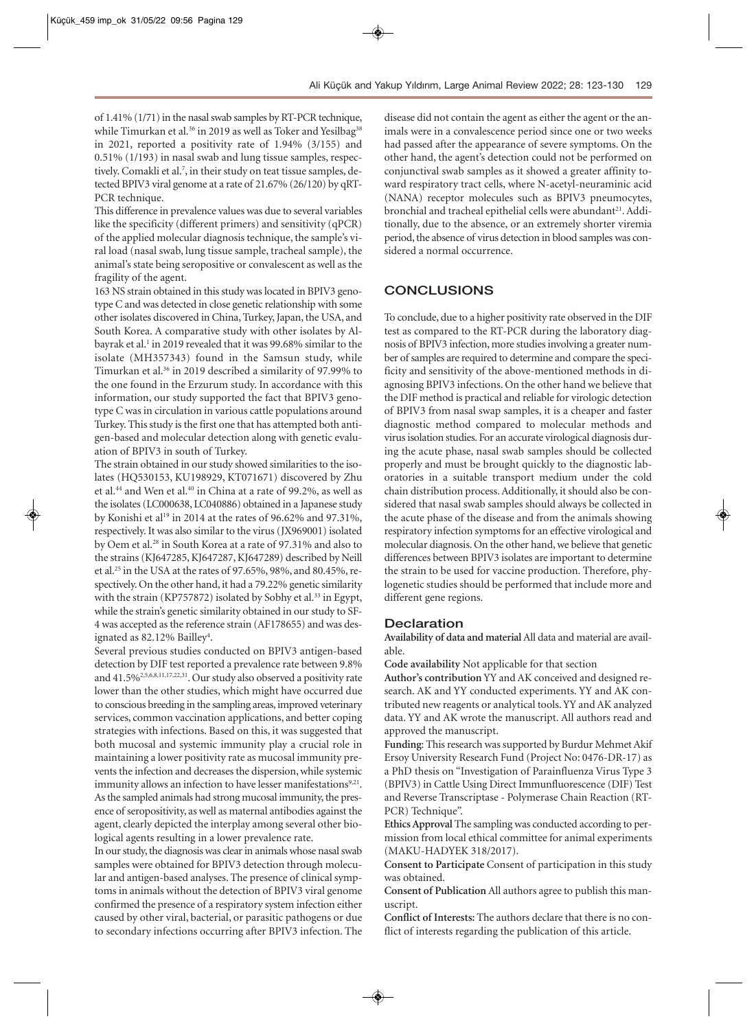of 1.41% (1/71) in the nasal swab samples by RT-PCR technique, while Timurkan et al.[36] in 2019 as well as Toker and Yesilbag[38] in 2021, reported a positivity rate of 1.94% (3/155) and 0.51% (1/193) in nasal swab and lung tissue samples, respectively. Comakli et al.[7], in their study on teat tissue samples, detected BPIV3 viral genome at a rate of 21.67% (26/120) by qRT-PCR technique.

This difference in prevalence values was due to several variables like the specificity (different primers) and sensitivity (qPCR) of the applied molecular diagnosis technique, the sample's viral load (nasal swab, lung tissue sample, tracheal sample), the animal's state being seropositive or convalescent as well as the fragility of the agent.

163 NS strain obtained in this study was located in BPIV3 genotype C and was detected in close genetic relationship with some other isolates discovered in China, Turkey, Japan, the USA, and South Korea. A comparative study with other isolates by Albayrak et al.[1] in 2019 revealed that it was 99.68% similar to the isolate (MH357343) found in the Samsun study, while Timurkan et al.[36] in 2019 described a similarity of 97.99% to the one found in the Erzurum study. In accordance with this information, our study supported the fact that BPIV3 genotype C was in circulation in various cattle populations around Turkey. This study is the first one that has attempted both antigen-based and molecular detection along with genetic evaluation of BPIV3 in south of Turkey.

The strain obtained in our study showed similarities to the isolates (HQ530153, KU198929, KT071671) discovered by Zhu et al.[44] and Wen et al.[40] in China at a rate of 99.2%, as well as the isolates (LC000638, LC040886) obtained in a Japanese study by Konishi et al[19] in 2014 at the rates of 96.62% and 97.31%, respectively. It was also similar to the virus (JX969001) isolated by Oem et al.[28] in South Korea at a rate of 97.31% and also to the strains (KJ647285, KJ647287, KJ647289) described by Neill et al.[25] in the USA at the rates of 97.65%, 98%, and 80.45%, respectively. On the other hand, it had a 79.22% genetic similarity with the strain (KP757872) isolated by Sobhy et al.[33] in Egypt, while the strain's genetic similarity obtained in our study to SF-4 was accepted as the reference strain (AF178655) and was designated as 82.12% Bailley[4].

Several previous studies conducted on BPIV3 antigen-based detection by DIF test reported a prevalence rate between 9.8% and 41.5%[2,5,6,8,11,17,22,31]. Our study also observed a positivity rate lower than the other studies, which might have occurred due to conscious breeding in the sampling areas, improved veterinary services, common vaccination applications, and better coping strategies with infections. Based on this, it was suggested that both mucosal and systemic immunity play a crucial role in maintaining a lower positivity rate as mucosal immunity prevents the infection and decreases the dispersion, while systemic immunity allows an infection to have lesser manifestations[9,21]. As the sampled animals had strong mucosal immunity, the presence of seropositivity, as well as maternal antibodies against the agent, clearly depicted the interplay among several other biological agents resulting in a lower prevalence rate.

In our study, the diagnosis was clear in animals whose nasal swab samples were obtained for BPIV3 detection through molecular and antigen-based analyses. The presence of clinical symptoms in animals without the detection of BPIV3 viral genome confirmed the presence of a respiratory system infection either caused by other viral, bacterial, or parasitic pathogens or due to secondary infections occurring after BPIV3 infection. The disease did not contain the agent as either the agent or the animals were in a convalescence period since one or two weeks had passed after the appearance of severe symptoms. On the other hand, the agent's detection could not be performed on conjunctival swab samples as it showed a greater affinity toward respiratory tract cells, where N-acetyl-neuraminic acid (NANA) receptor molecules such as BPIV3 pneumocytes, bronchial and tracheal epithelial cells were abundant[21]. Additionally, due to the absence, or an extremely shorter viremia period, the absence of virus detection in blood samples was considered a normal occurrence.

## CONCLUSIONS

To conclude, due to a higher positivity rate observed in the DIF test as compared to the RT-PCR during the laboratory diagnosis of BPIV3 infection, more studies involving a greater number of samples are required to determine and compare the specificity and sensitivity of the above-mentioned methods in diagnosing BPIV3 infections. On the other hand we believe that the DIF method is practical and reliable for virologic detection of BPIV3 from nasal swap samples, it is a cheaper and faster diagnostic method compared to molecular methods and virus isolation studies. For an accurate virological diagnosis during the acute phase, nasal swab samples should be collected properly and must be brought quickly to the diagnostic laboratories in a suitable transport medium under the cold chain distribution process. Additionally, it should also be considered that nasal swab samples should always be collected in the acute phase of the disease and from the animals showing respiratory infection symptoms for an effective virological and molecular diagnosis. On the other hand, we believe that genetic differences between BPIV3 isolates are important to determine the strain to be used for vaccine production. Therefore, phylogenetic studies should be performed that include more and different gene regions.

### Declaration

**Availability of data and material** All data and material are available.

**Code availability** Not applicable for that section

**Author's contribution** YY and AK conceived and designed research. AK and YY conducted experiments. YY and AK contributed new reagents or analytical tools. YY and AK analyzed data. YY and AK wrote the manuscript. All authors read and approved the manuscript.

**Funding**: This research was supported by Burdur Mehmet Akif Ersoy University Research Fund (Project No: 0476-DR-17) as a PhD thesis on "Investigation of Parainfluenza Virus Type 3 (BPIV3) in Cattle Using Direct Immunfluorescence (DIF) Test and Reverse Transcriptase - Polymerase Chain Reaction (RT-PCR) Technique".

**Ethics Approval** The sampling was conducted according to permission from local ethical committee for animal experiments (MAKU-HADYEK 318/2017).

**Consent to Participate** Consent of participation in this study was obtained.

**Consent of Publication** All authors agree to publish this manuscript.

**Conflict of Interests:** The authors declare that there is no conflict of interests regarding the publication of this article.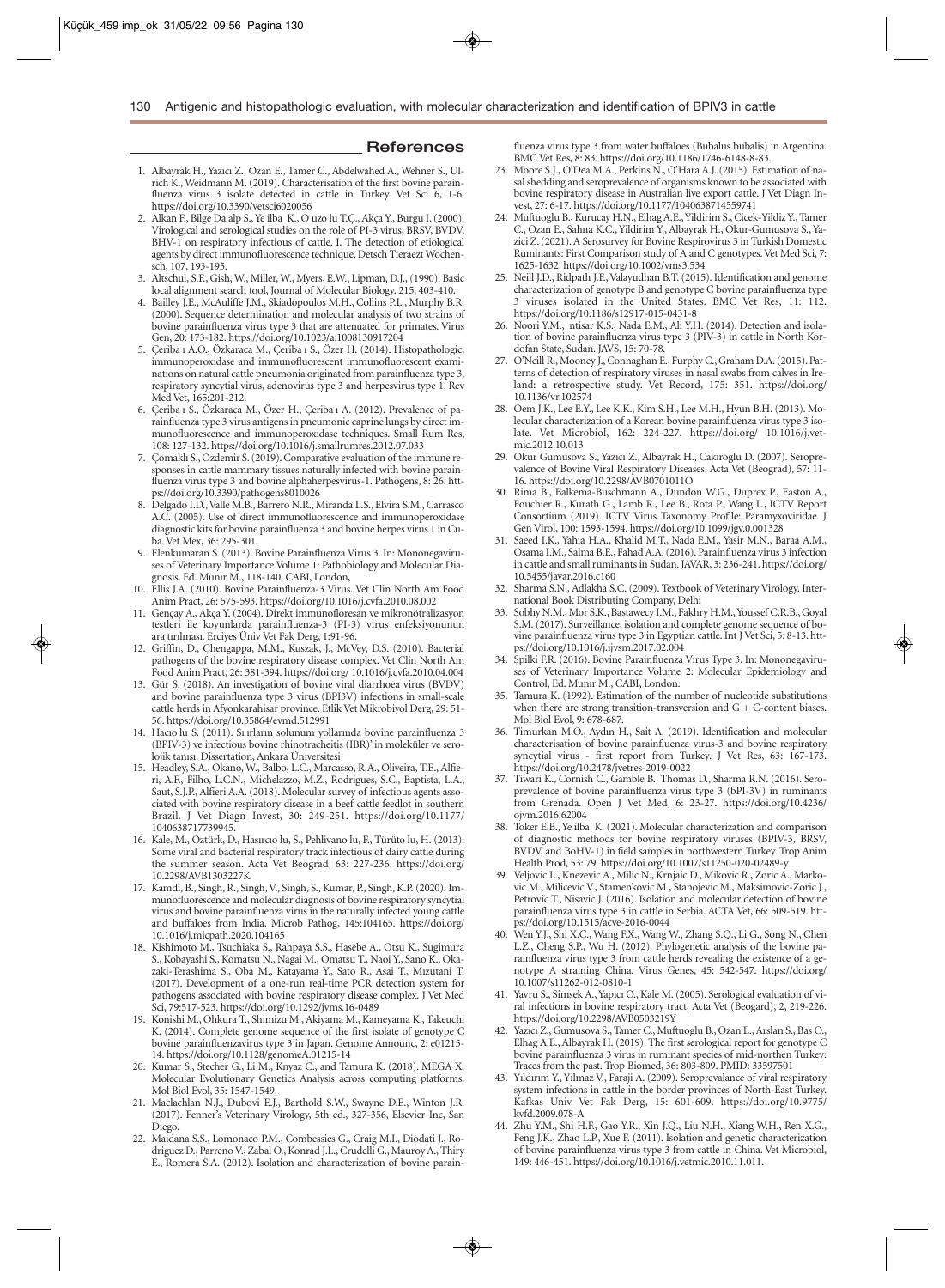## References

1. Albayrak H., Yazıcı Z., Ozan E., Tamer C., Abdelwahed A., Wehner S., Ulrich K., Weidmann M. (2019). Characterisation of the first bovine parainfluenza virus 3 isolate detected in cattle in Turkey. Vet Sci 6, 1-6. https://doi.org/10.3390/vetsci6020056
2. Alkan F., Bilge Da alp S., Ye ilba K., O uzo lu T.Ç., Akça Y., Burgu I. (2000). Virological and serological studies on the role of PI-3 virus, BRSV, BVDV, BHV-1 on respiratory infectious of cattle. I. The detection of etiological agents by direct immunofluorescence technique. Detsch Tieraezt Wochensch, 107, 193-195.
3. Altschul, S.F., Gish, W., Miller, W., Myers, E.W., Lipman, D.J., (1990). Basic local alignment search tool, Journal of Molecular Biology. 215, 403-410.
4. Bailley J.E., McAuliffe J.M., Skiadopoulos M.H., Collins P.L., Murphy B.R. (2000). Sequence determination and molecular analysis of two strains of bovine parainfluenza virus type 3 that are attenuated for primates. Virus Gen, 20: 173-182. https://doi.org/10.1023/a:1008130917204
5. Çeriba ı A.O., Özkaraca M., Çeriba ı S., Özer H. (2014). Histopathologic, immunoperoxidase and immunofluorescent immunofluorescent examinations on natural cattle pneumonia originated from parainfluenza type 3, respiratory syncytial virus, adenovirus type 3 and herpesvirus type 1. Rev Med Vet, 165:201-212.
6. Çeriba ı S., Özkaraca M., Özer H., Çeriba ı A. (2012). Prevalence of parainfluenza type 3 virus antigens in pneumonic caprine lungs by direct immunofluorescence and immunoperoxidase techniques. Small Rum Res, 108: 127-132. https://doi.org/10.1016/j.smallrumres.2012.07.033
7. Çomaklı S., Özdemir S. (2019). Comparative evaluation of the immune responses in cattle mammary tissues naturally infected with bovine parainfluenza virus type 3 and bovine alphaherpesvirus-1. Pathogens, 8: 26. https://doi.org/10.3390/pathogens8010026
8. Delgado I.D., Valle M.B., Barrero N.R., Miranda L.S., Elvira S.M., Carrasco A.C. (2005). Use of direct immunofluorescence and immunoperoxidase diagnostic kits for bovine parainfluenza 3 and bovine herpes virus 1 in Cuba. Vet Mex, 36: 295-301.
9. Elenkumaran S. (2013). Bovine Parainfluenza Virus 3. In: Mononegaviruses of Veterinary Importance Volume 1: Pathobiology and Molecular Diagnosis. Ed. Munır M., 118-140, CABI, London,
10. Ellis J.A. (2010). Bovine Parainfluenza-3 Virus. Vet Clin North Am Food Anim Pract, 26: 575-593. https://doi.org/10.1016/j.cvfa.2010.08.002
11. Gençay A., Akça Y. (2004). Direkt immünoflöresan ve mikronötralizasyon testleri ile koyunlarda parainfluenza-3 (PI-3) virus enfeksiyonunun ara tırılması. Erciyes Üniv Vet Fak Derg, 1:91-96.
12. Griffin, D., Chengappa, M.M., Kuszak, J., McVey, D.S. (2010). Bacterial pathogens of the bovine respiratory disease complex. Vet Clin North Am Food Anim Pract, 26: 381-394. https://doi.org/ 10.1016/j.cvfa.2010.04.004
13. Gür S. (2018). An investigation of bovine viral diarrhoea virus (BVDV) and bovine parainfluenza type 3 virus (BPI3V) infections in small-scale cattle herds in Afyonkarahisar province. Etlik Vet Mikrobiyol Derg, 29: 51-56. https://doi.org/10.35864/evmd.512991
14. Hacıo lu S. (2011). Sı ırların solunum yollarında bovine parainfluenza 3 (BPIV-3) ve infectious bovine rhinotracheitis (IBR)' in moleküler ve serolojik tanısı. Dissertation, Ankara Üniversitesi
15. Headley, S.A., Okano, W., Balbo, L.C., Marcasso, R.A., Oliveira, T.E., Alfieri, A.F., Filho, L.C.N., Michelazzo, M.Z., Rodrigues, S.C., Baptista, L.A., Saut, S.J.P., Alfieri A.A. (2018). Molecular survey of infectious agents associated with bovine respiratory disease in a beef cattle feedlot in southern Brazil. J Vet Diagn Invest, 30: 249-251. https://doi.org/10.1177/1040638717739945.
16. Kale, M., Öztürk, D., Hasırcıo lu, S., Pehlivano lu, F., Türüto lu, H. (2013). Some viral and bacterial respiratory track infectious of dairy cattle during the summer season. Acta Vet Beograd, 63: 227-236. https://doi.org/10.2298/AVB1303227K
17. Kamdi, B., Singh, R., Singh, V., Singh, S., Kumar, P., Singh, K.P. (2020). Immunofluorescence and molecular diagnosis of bovine respiratory syncytial virus and bovine parainfluenza virus in the naturally infected young cattle and buffaloes from India. Microb Pathog, 145:104165. https://doi.org/10.1016/j.micpath.2020.104165
18. Kishimoto M., Tsuchiaka S., Rahpaya S.S., Hasebe A., Otsu K., Sugimura S., Kobayashi S., Komatsu N., Nagai M., Omatsu T., Naoi Y., Sano K., Okazaki-Terashima S., Oba M., Katayama Y., Sato R., Asai T., Mızutani T. (2017). Development of a one-run real-time PCR detection system for pathogens associated with bovine respiratory disease complex. J Vet Med Sci, 79:517-523. https://doi.org/10.1292/jvms.16-0489
19. Konishi M., Ohkura T., Shimizu M., Akiyama M., Kameyama K., Takeuchi K. (2014). Complete genome sequence of the first isolate of genotype C bovine parainfluenzavirus type 3 in Japan. Genome Announc, 2: e01215-14. https://doi.org/10.1128/genomeA.01215-14
20. Kumar S., Stecher G., Li M., Knyaz C., and Tamura K. (2018). MEGA X: Molecular Evolutionary Genetics Analysis across computing platforms. Mol Biol Evol, 35: 1547-1549.
21. Maclachlan N.J., Dubovi E.J., Barthold S.W., Swayne D.E., Winton J.R. (2017). Fenner's Veterinary Virology, 5th ed., 327-356, Elsevier Inc, San Diego.
22. Maidana S.S., Lomonaco P.M., Combessies G., Craig M.I., Diodati J., Rodriguez D., Parreno V., Zabal O., Konrad J.L., Crudelli G., Mauroy A., Thiry E., Romera S.A. (2012). Isolation and characterization of bovine parainfluenza virus type 3 from water buffaloes (Bubalus bubalis) in Argentina. BMC Vet Res, 8: 83. https://doi.org/10.1186/1746-6148-8-83.
23. Moore S.J., O'Dea M.A., Perkins N., O'Hara A.J. (2015). Estimation of nasal shedding and seroprevalence of organisms known to be associated with bovine respiratory disease in Australian live export cattle. J Vet Diagn Invest, 27: 6-17. https://doi.org/10.1177/1040638714559741
24. Muftuoglu B., Kurucay H.N., Elhag A.E., Yildirim S., Cicek-Yildiz Y., Tamer C., Ozan E., Sahna K.C., Yildirim Y., Albayrak H., Okur-Gumusova S., Yazici Z. (2021). A Serosurvey for Bovine Respirovirus 3 in Turkish Domestic Ruminants: First Comparison study of A and C genotypes. Vet Med Sci, 7: 1625-1632. https://doi.org/10.1002/vms3.534
25. Neill J.D., Ridpath J.F., Valayudhan B.T. (2015). Identification and genome characterization of genotype B and genotype C bovine parainfluenza type 3 viruses isolated in the United States. BMC Vet Res, 11: 112. https://doi.org/10.1186/s12917-015-0431-8
26. Noori Y.M., ntisar K.S., Nada E.M., Ali Y.H. (2014). Detection and isolation of bovine parainfluenza virus type 3 (PIV-3) in cattle in North Kordofan State, Sudan. JAVS, 15: 70-78.
27. O'Neill R., Mooney J., Connaghan E., Furphy C., Graham D.A. (2015). Patterns of detection of respiratory viruses in nasal swabs from calves in Ireland: a retrospective study. Vet Record, 175: 351. https://doi.org/10.1136/vr.102574
28. Oem J.K., Lee E.Y., Lee K.K., Kim S.H., Lee M.H., Hyun B.H. (2013). Molecular characterization of a Korean bovine parainfluenza virus type 3 isolate. Vet Microbiol, 162: 224-227. https://doi.org/ 10.1016/j.vetmic.2012.10.013
29. Okur Gumusova S., Yazıcı Z., Albayrak H., Cakıroglu D. (2007). Seroprevalence of Bovine Viral Respiratory Diseases. Acta Vet (Beograd), 57: 11-16. https://doi.org/10.2298/AVB0701011O
30. Rima B., Balkema-Buschmann A., Dundon W.G., Duprex P., Easton A., Fouchier R., Kurath G., Lamb R., Lee B., Rota P., Wang L., ICTV Report Consortium (2019). ICTV Virus Taxonomy Profile: Paramyxoviridae. J Gen Virol, 100: 1593-1594. https://doi.org/10.1099/jgv.0.001328
31. Saeed I.K., Yahia H.A., Khalid M.T., Nada E.M., Yasir M.N., Baraa A.M., Osama I.M., Salma B.E., Fahad A.A. (2016). Parainfluenza virus 3 infection in cattle and small ruminants in Sudan. JAVAR, 3: 236-241. https://doi.org/10.5455/javar.2016.c160
32. Sharma S.N., Adlakha S.C. (2009). Textbook of Veterinary Virology. International Book Distributing Company, Delhi
33. Sobhy N.M., Mor S.K., Bastawecy I.M., Fakhry H.M., Youssef C.R.B., Goyal S.M. (2017). Surveillance, isolation and complete genome sequence of bovine parainfluenza virus type 3 in Egyptian cattle. Int J Vet Sci, 5: 8-13. https://doi.org/10.1016/j.ijvsm.2017.02.004
34. Spilki F.R. (2016). Bovine Parainfluenza Virus Type 3. In: Mononegaviruses of Veterinary Importance Volume 2: Molecular Epidemiology and Control, Ed. Munır M., CABI, London.
35. Tamura K. (1992). Estimation of the number of nucleotide substitutions when there are strong transition-transversion and G + C-content biases. Mol Biol Evol, 9: 678-687.
36. Timurkan M.O., Aydın H., Sait A. (2019). Identification and molecular characterisation of bovine parainfluenza virus-3 and bovine respiratory syncytial virus - first report from Turkey. J Vet Res, 63: 167-173. https://doi.org/10.2478/jvetres-2019-0022
37. Tiwari K., Cornish C., Gamble B., Thomas D., Sharma R.N. (2016). Seroprevalence of bovine parainfluenza virus type 3 (bPI-3V) in ruminants from Grenada. Open J Vet Med, 6: 23-27. https://doi.org/10.4236/ojvm.2016.62004
38. Toker E.B., Ye ilba K. (2021). Molecular characterization and comparison of diagnostic methods for bovine respiratory viruses (BPIV-3, BRSV, BVDV, and BoHV-1) in field samples in northwestern Turkey. Trop Anim Health Prod, 53: 79. https://doi.org/10.1007/s11250-020-02489-y
39. Veljovic L., Knezevic A., Milic N., Krnjaic D., Mikovic R., Zoric A., Markovic M., Milicevic V., Stamenkovic M., Stanojevic M., Maksimovic-Zoric J., Petrovic T., Nisavic J. (2016). Isolation and molecular detection of bovine parainfluenza virus type 3 in cattle in Serbia. ACTA Vet, 66: 509-519. https://doi.org/10.1515/acve-2016-0044
40. Wen Y.J., Shi X.C., Wang F.X., Wang W., Zhang S.Q., Li G., Song N., Chen L.Z., Cheng S.P., Wu H. (2012). Phylogenetic analysis of the bovine parainfluenza virus type 3 from cattle herds revealing the existence of a genotype A straining China. Virus Genes, 45: 542-547. https://doi.org/10.1007/s11262-012-0810-1
41. Yavru S., Simsek A., Yapıcı O., Kale M. (2005). Serological evaluation of viral infections in bovine respiratory tract, Acta Vet (Beogard), 2, 219-226. https://doi.org/10.2298/AVB0503219Y
42. Yazıcı Z., Gumusova S., Tamer C., Muftuoglu B., Ozan E., Arslan S., Bas O., Elhag A.E., Albayrak H. (2019). The first serological report for genotype C bovine parainfluenza 3 virus in ruminant species of mid-northen Turkey: Traces from the past. Trop Biomed, 36: 803-809. PMID: 33597501
43. Yıldırım Y., Yılmaz V., Faraji A. (2009). Seroprevalance of viral respiratory system infections in cattle in the border provinces of North-East Turkey. Kafkas Univ Vet Fak Derg, 15: 601-609. https://doi.org/10.9775/kvfd.2009.078-A
44. Zhu Y.M., Shi H.F., Gao Y.R., Xin J.Q., Liu N.H., Xiang W.H., Ren X.G., Feng J.K., Zhao L.P., Xue F. (2011). Isolation and genetic characterization of bovine parainfluenza virus type 3 from cattle in China. Vet Microbiol, 149: 446-451. https://doi.org/10.1016/j.vetmic.2010.11.011.